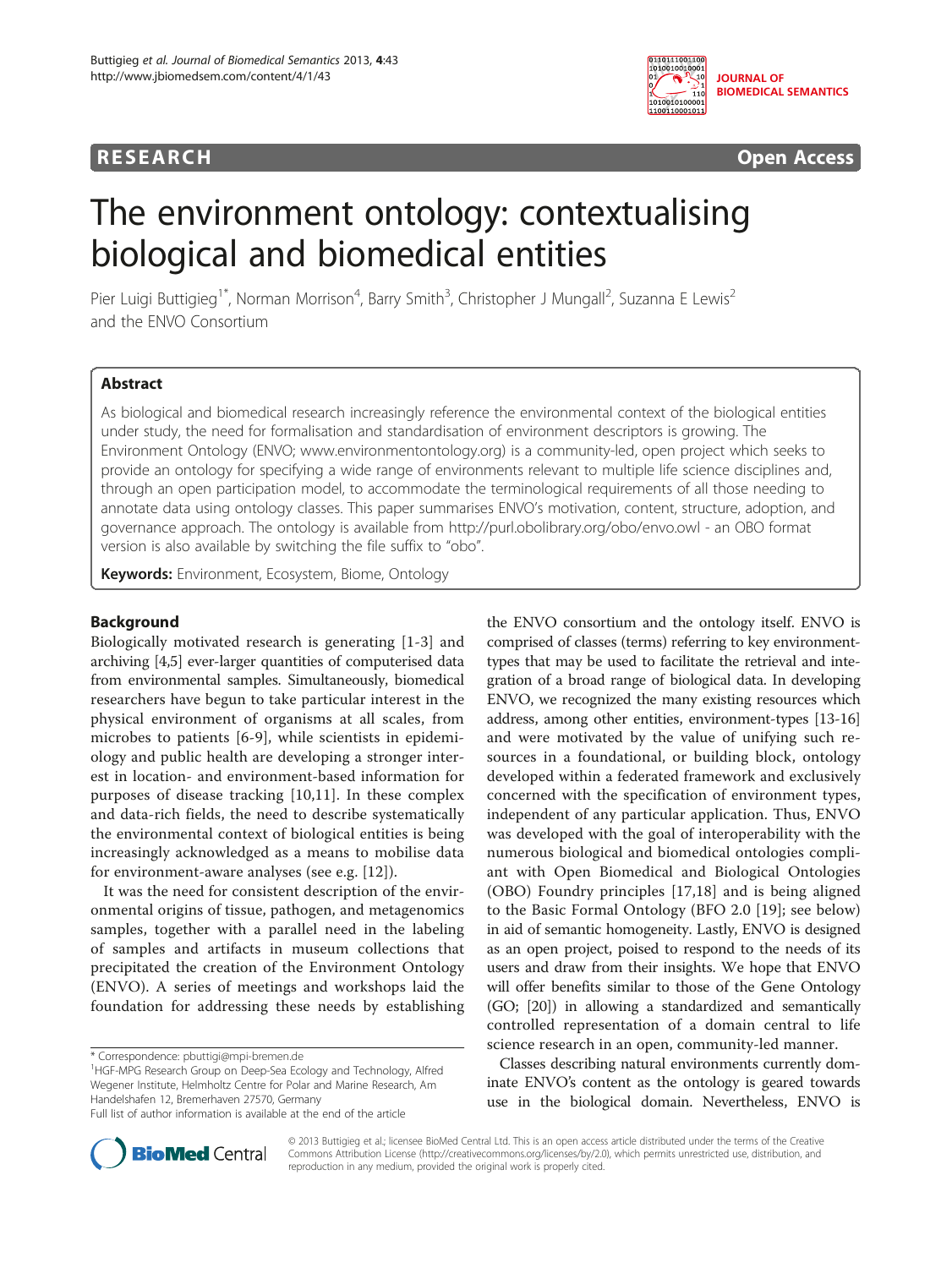RESEARCH Open Access

# The environment ontology: contextualising biological and biomedical entities

Pier Luigi Buttigieg[1*], Norman Morrison[4], Barry Smith[3], Christopher J Mungall[2], Suzanna E Lewis[2] and the ENVO Consortium

## Abstract

As biological and biomedical research increasingly reference the environmental context of the biological entities under study, the need for formalisation and standardisation of environment descriptors is growing. The Environment Ontology (ENVO; www.environmentontology.org) is a community-led, open project which seeks to provide an ontology for specifying a wide range of environments relevant to multiple life science disciplines and, through an open participation model, to accommodate the terminological requirements of all those needing to annotate data using ontology classes. This paper summarises ENVO's motivation, content, structure, adoption, and governance approach. The ontology is available from http://purl.obolibrary.org/obo/envo.owl - an OBO format version is also available by switching the file suffix to "obo".

**Keywords:** Environment, Ecosystem, Biome, Ontology

## Background

Biologically motivated research is generating [1-3] and archiving [4,5] ever-larger quantities of computerised data from environmental samples. Simultaneously, biomedical researchers have begun to take particular interest in the physical environment of organisms at all scales, from microbes to patients [6-9], while scientists in epidemiology and public health are developing a stronger interest in location- and environment-based information for purposes of disease tracking [10,11]. In these complex and data-rich fields, the need to describe systematically the environmental context of biological entities is being increasingly acknowledged as a means to mobilise data for environment-aware analyses (see e.g. [12]).

It was the need for consistent description of the environmental origins of tissue, pathogen, and metagenomics samples, together with a parallel need in the labeling of samples and artifacts in museum collections that precipitated the creation of the Environment Ontology (ENVO). A series of meetings and workshops laid the foundation for addressing these needs by establishing the ENVO consortium and the ontology itself. ENVO is comprised of classes (terms) referring to key environment-types that may be used to facilitate the retrieval and integration of a broad range of biological data. In developing ENVO, we recognized the many existing resources which address, among other entities, environment-types [13-16] and were motivated by the value of unifying such resources in a foundational, or building block, ontology developed within a federated framework and exclusively concerned with the specification of environment types, independent of any particular application. Thus, ENVO was developed with the goal of interoperability with the numerous biological and biomedical ontologies compliant with Open Biomedical and Biological Ontologies (OBO) Foundry principles [17,18] and is being aligned to the Basic Formal Ontology (BFO 2.0 [19]; see below) in aid of semantic homogeneity. Lastly, ENVO is designed as an open project, poised to respond to the needs of its users and draw from their insights. We hope that ENVO will offer benefits similar to those of the Gene Ontology (GO; [20]) in allowing a standardized and semantically controlled representation of a domain central to life science research in an open, community-led manner.

Classes describing natural environments currently dominate ENVO's content as the ontology is geared towards use in the biological domain. Nevertheless, ENVO is

\* Correspondence: pbuttigi@mpi-bremen.de
[1]HGF-MPG Research Group on Deep-Sea Ecology and Technology, Alfred Wegener Institute, Helmholtz Centre for Polar and Marine Research, Am Handelshafen 12, Bremerhaven 27570, Germany
Full list of author information is available at the end of the article

© 2013 Buttigieg et al.; licensee BioMed Central Ltd. This is an open access article distributed under the terms of the Creative Commons Attribution License (http://creativecommons.org/licenses/by/2.0), which permits unrestricted use, distribution, and reproduction in any medium, provided the original work is properly cited.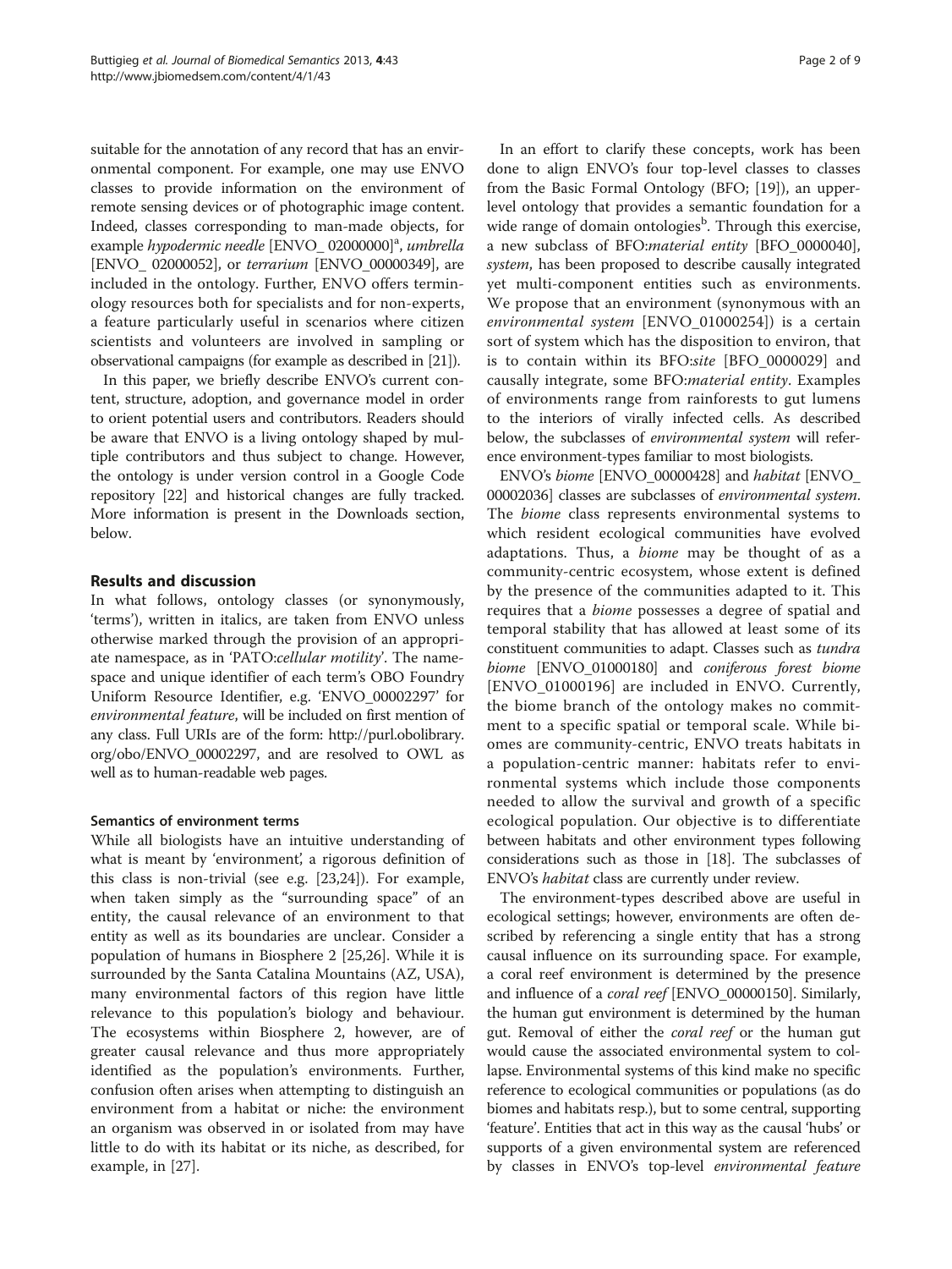suitable for the annotation of any record that has an environmental component. For example, one may use ENVO classes to provide information on the environment of remote sensing devices or of photographic image content. Indeed, classes corresponding to man-made objects, for example *hypodermic needle* [ENVO_ 02000000][a], *umbrella* [ENVO_ 02000052], or *terrarium* [ENVO_00000349], are included in the ontology. Further, ENVO offers terminology resources both for specialists and for non-experts, a feature particularly useful in scenarios where citizen scientists and volunteers are involved in sampling or observational campaigns (for example as described in [21]).

In this paper, we briefly describe ENVO's current content, structure, adoption, and governance model in order to orient potential users and contributors. Readers should be aware that ENVO is a living ontology shaped by multiple contributors and thus subject to change. However, the ontology is under version control in a Google Code repository [22] and historical changes are fully tracked. More information is present in the Downloads section, below.

## Results and discussion

In what follows, ontology classes (or synonymously, 'terms'), written in italics, are taken from ENVO unless otherwise marked through the provision of an appropriate namespace, as in 'PATO:*cellular motility*'. The namespace and unique identifier of each term's OBO Foundry Uniform Resource Identifier, e.g. 'ENVO_00002297' for *environmental feature*, will be included on first mention of any class. Full URIs are of the form: http://purl.obolibrary.org/obo/ENVO_00002297, and are resolved to OWL as well as to human-readable web pages.

### Semantics of environment terms

While all biologists have an intuitive understanding of what is meant by 'environment', a rigorous definition of this class is non-trivial (see e.g. [23,24]). For example, when taken simply as the "surrounding space" of an entity, the causal relevance of an environment to that entity as well as its boundaries are unclear. Consider a population of humans in Biosphere 2 [25,26]. While it is surrounded by the Santa Catalina Mountains (AZ, USA), many environmental factors of this region have little relevance to this population's biology and behaviour. The ecosystems within Biosphere 2, however, are of greater causal relevance and thus more appropriately identified as the population's environments. Further, confusion often arises when attempting to distinguish an environment from a habitat or niche: the environment an organism was observed in or isolated from may have little to do with its habitat or its niche, as described, for example, in [27].

In an effort to clarify these concepts, work has been done to align ENVO's four top-level classes to classes from the Basic Formal Ontology (BFO; [19]), an upper-level ontology that provides a semantic foundation for a wide range of domain ontologies[b]. Through this exercise, a new subclass of BFO:*material entity* [BFO_0000040], *system*, has been proposed to describe causally integrated yet multi-component entities such as environments. We propose that an environment (synonymous with an *environmental system* [ENVO_01000254]) is a certain sort of system which has the disposition to environ, that is to contain within its BFO:*site* [BFO_0000029] and causally integrate, some BFO:*material entity*. Examples of environments range from rainforests to gut lumens to the interiors of virally infected cells. As described below, the subclasses of *environmental system* will reference environment-types familiar to most biologists.

ENVO's *biome* [ENVO_00000428] and *habitat* [ENVO_ 00002036] classes are subclasses of *environmental system*. The *biome* class represents environmental systems to which resident ecological communities have evolved adaptations. Thus, a *biome* may be thought of as a community-centric ecosystem, whose extent is defined by the presence of the communities adapted to it. This requires that a *biome* possesses a degree of spatial and temporal stability that has allowed at least some of its constituent communities to adapt. Classes such as *tundra biome* [ENVO_01000180] and *coniferous forest biome* [ENVO_01000196] are included in ENVO. Currently, the biome branch of the ontology makes no commitment to a specific spatial or temporal scale. While biomes are community-centric, ENVO treats habitats in a population-centric manner: habitats refer to environmental systems which include those components needed to allow the survival and growth of a specific ecological population. Our objective is to differentiate between habitats and other environment types following considerations such as those in [18]. The subclasses of ENVO's *habitat* class are currently under review.

The environment-types described above are useful in ecological settings; however, environments are often described by referencing a single entity that has a strong causal influence on its surrounding space. For example, a coral reef environment is determined by the presence and influence of a *coral reef* [ENVO_00000150]. Similarly, the human gut environment is determined by the human gut. Removal of either the *coral reef* or the human gut would cause the associated environmental system to collapse. Environmental systems of this kind make no specific reference to ecological communities or populations (as do biomes and habitats resp.), but to some central, supporting 'feature'. Entities that act in this way as the causal 'hubs' or supports of a given environmental system are referenced by classes in ENVO's top-level *environmental feature*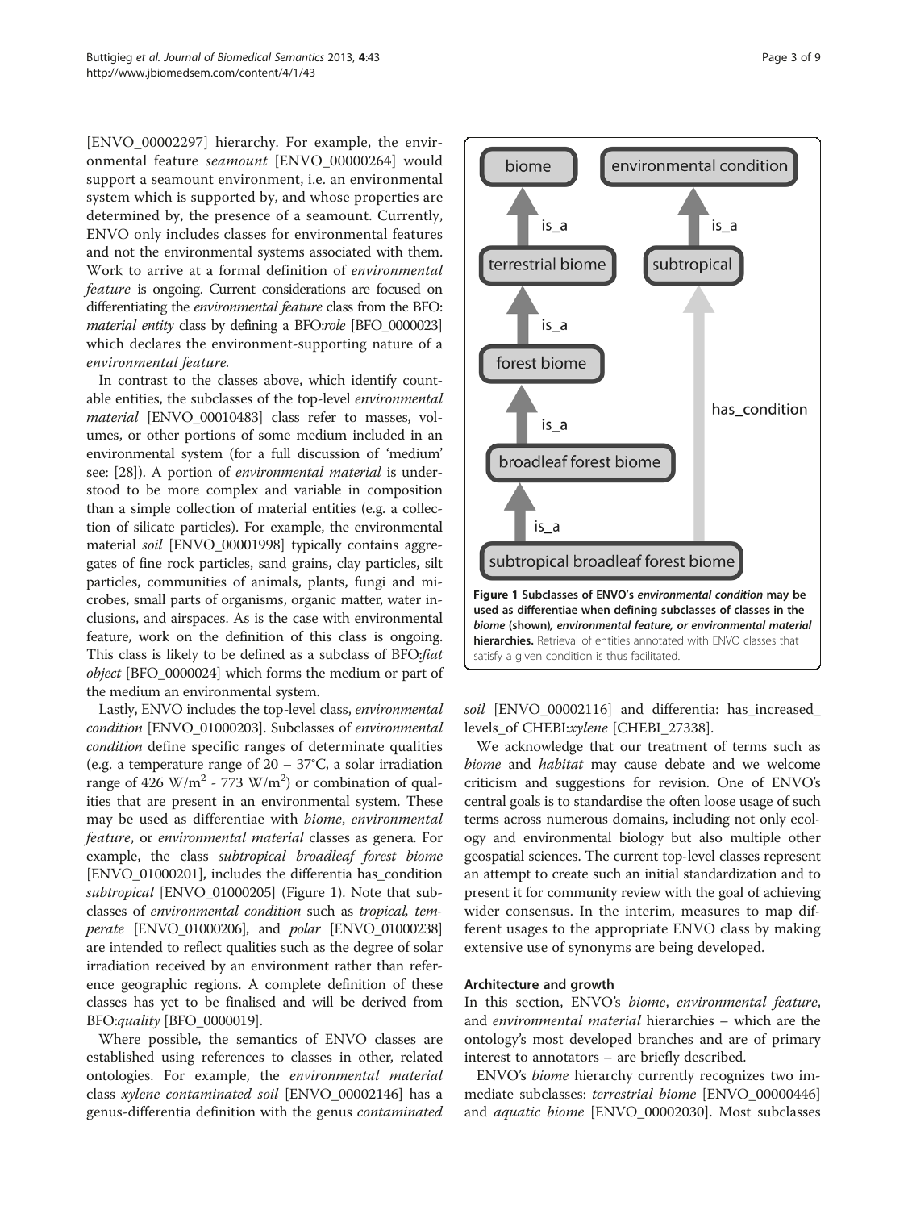[ENVO_00002297] hierarchy. For example, the environmental feature *seamount* [ENVO_00000264] would support a seamount environment, i.e. an environmental system which is supported by, and whose properties are determined by, the presence of a seamount. Currently, ENVO only includes classes for environmental features and not the environmental systems associated with them. Work to arrive at a formal definition of *environmental feature* is ongoing. Current considerations are focused on differentiating the *environmental feature* class from the BFO: *material entity* class by defining a BFO:*role* [BFO_0000023] which declares the environment-supporting nature of a *environmental feature*.

In contrast to the classes above, which identify countable entities, the subclasses of the top-level *environmental material* [ENVO_00010483] class refer to masses, volumes, or other portions of some medium included in an environmental system (for a full discussion of 'medium' see: [28]). A portion of *environmental material* is understood to be more complex and variable in composition than a simple collection of material entities (e.g. a collection of silicate particles). For example, the environmental material *soil* [ENVO_00001998] typically contains aggregates of fine rock particles, sand grains, clay particles, silt particles, communities of animals, plants, fungi and microbes, small parts of organisms, organic matter, water inclusions, and airspaces. As is the case with environmental feature, work on the definition of this class is ongoing. This class is likely to be defined as a subclass of BFO:*fiat object* [BFO_0000024] which forms the medium or part of the medium an environmental system.

Lastly, ENVO includes the top-level class, *environmental condition* [ENVO_01000203]. Subclasses of *environmental condition* define specific ranges of determinate qualities (e.g. a temperature range of 20 – 37°C, a solar irradiation range of 426 $W/m^2$ - 773 $W/m^2$) or combination of qualities that are present in an environmental system. These may be used as differentiae with *biome*, *environmental feature*, or *environmental material* classes as genera. For example, the class *subtropical broadleaf forest biome* [ENVO_01000201], includes the differentia has_condition *subtropical* [ENVO_01000205] (Figure 1). Note that subclasses of *environmental condition* such as *tropical*, *temperate* [ENVO_01000206], and *polar* [ENVO_01000238] are intended to reflect qualities such as the degree of solar irradiation received by an environment rather than reference geographic regions. A complete definition of these classes has yet to be finalised and will be derived from BFO:*quality* [BFO_0000019].

Where possible, the semantics of ENVO classes are established using references to classes in other, related ontologies. For example, the *environmental material* class *xylene contaminated soil* [ENVO_00002146] has a genus-differentia definition with the genus *contaminated soil* [ENVO_00002116] and differentia: has_increased_levels_of CHEBI:*xylene* [CHEBI_27338].

**Figure 1 Subclasses of ENVO's *environmental condition* may be used as differentiae when defining subclasses of classes in the *biome* (shown), *environmental feature*, or *environmental material* hierarchies.** Retrieval of entities annotated with ENVO classes that satisfy a given condition is thus facilitated.

We acknowledge that our treatment of terms such as *biome* and *habitat* may cause debate and we welcome criticism and suggestions for revision. One of ENVO's central goals is to standardise the often loose usage of such terms across numerous domains, including not only ecology and environmental biology but also multiple other geospatial sciences. The current top-level classes represent an attempt to create such an initial standardization and to present it for community review with the goal of achieving wider consensus. In the interim, measures to map different usages to the appropriate ENVO class by making extensive use of synonyms are being developed.

### Architecture and growth

In this section, ENVO's *biome*, *environmental feature*, and *environmental material* hierarchies – which are the ontology's most developed branches and are of primary interest to annotators – are briefly described.

ENVO's *biome* hierarchy currently recognizes two immediate subclasses: *terrestrial biome* [ENVO_00000446] and *aquatic biome* [ENVO_00002030]. Most subclasses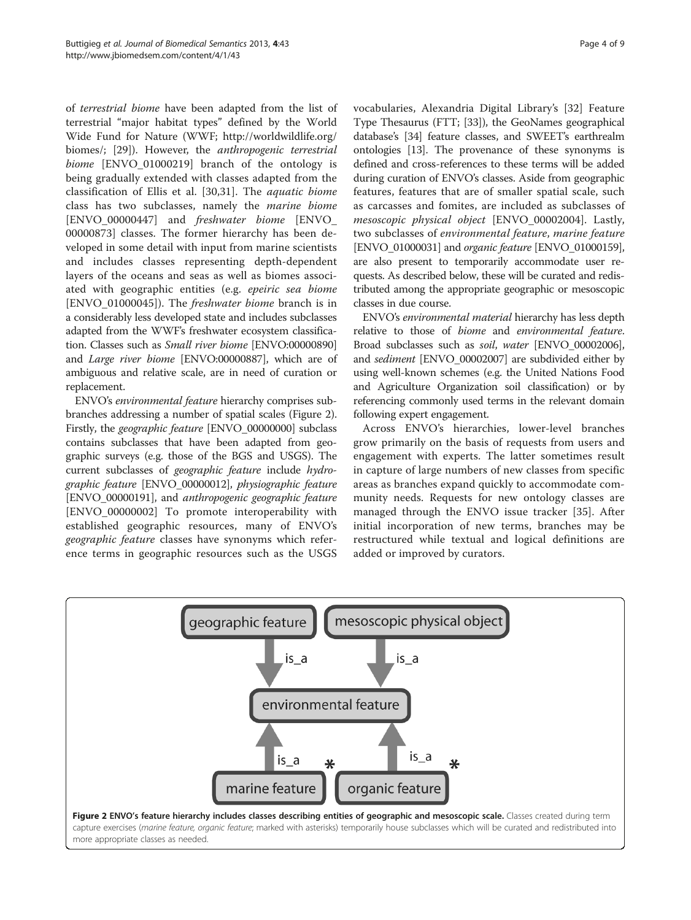of *terrestrial biome* have been adapted from the list of terrestrial "major habitat types" defined by the World Wide Fund for Nature (WWF; http://worldwildlife.org/biomes/; [29]). However, the *anthropogenic terrestrial biome* [ENVO_01000219] branch of the ontology is being gradually extended with classes adapted from the classification of Ellis et al. [30,31]. The *aquatic biome* class has two subclasses, namely the *marine biome* [ENVO_00000447] and *freshwater biome* [ENVO_00000873] classes. The former hierarchy has been developed in some detail with input from marine scientists and includes classes representing depth-dependent layers of the oceans and seas as well as biomes associated with geographic entities (e.g. *epeiric sea biome* [ENVO_01000045]). The *freshwater biome* branch is in a considerably less developed state and includes subclasses adapted from the WWF's freshwater ecosystem classification. Classes such as *Small river biome* [ENVO:00000890] and *Large river biome* [ENVO:00000887], which are of ambiguous and relative scale, are in need of curation or replacement.

ENVO's *environmental feature* hierarchy comprises subbranches addressing a number of spatial scales (Figure 2). Firstly, the *geographic feature* [ENVO_00000000] subclass contains subclasses that have been adapted from geographic surveys (e.g. those of the BGS and USGS). The current subclasses of *geographic feature* include *hydrographic feature* [ENVO_00000012], *physiographic feature* [ENVO_00000191], and *anthropogenic geographic feature* [ENVO_00000002] To promote interoperability with established geographic resources, many of ENVO's *geographic feature* classes have synonyms which reference terms in geographic resources such as the USGS vocabularies, Alexandria Digital Library's [32] Feature Type Thesaurus (FTT; [33]), the GeoNames geographical database's [34] feature classes, and SWEET's earthrealm ontologies [13]. The provenance of these synonyms is defined and cross-references to these terms will be added during curation of ENVO's classes. Aside from geographic features, features that are of smaller spatial scale, such as carcasses and fomites, are included as subclasses of *mesoscopic physical object* [ENVO_00002004]. Lastly, two subclasses of *environmental feature*, *marine feature* [ENVO_01000031] and *organic feature* [ENVO_01000159], are also present to temporarily accommodate user requests. As described below, these will be curated and redistributed among the appropriate geographic or mesoscopic classes in due course.

ENVO's *environmental material* hierarchy has less depth relative to those of *biome* and *environmental feature*. Broad subclasses such as *soil*, *water* [ENVO_00002006], and *sediment* [ENVO_00002007] are subdivided either by using well-known schemes (e.g. the United Nations Food and Agriculture Organization soil classification) or by referencing commonly used terms in the relevant domain following expert engagement.

Across ENVO's hierarchies, lower-level branches grow primarily on the basis of requests from users and engagement with experts. The latter sometimes result in capture of large numbers of new classes from specific areas as branches expand quickly to accommodate community needs. Requests for new ontology classes are managed through the ENVO issue tracker [35]. After initial incorporation of new terms, branches may be restructured while textual and logical definitions are added or improved by curators.

**Figure 2 ENVO's feature hierarchy includes classes describing entities of geographic and mesoscopic scale.** Classes created during term capture exercises (*marine feature, organic feature*; marked with asterisks) temporarily house subclasses which will be curated and redistributed into more appropriate classes as needed.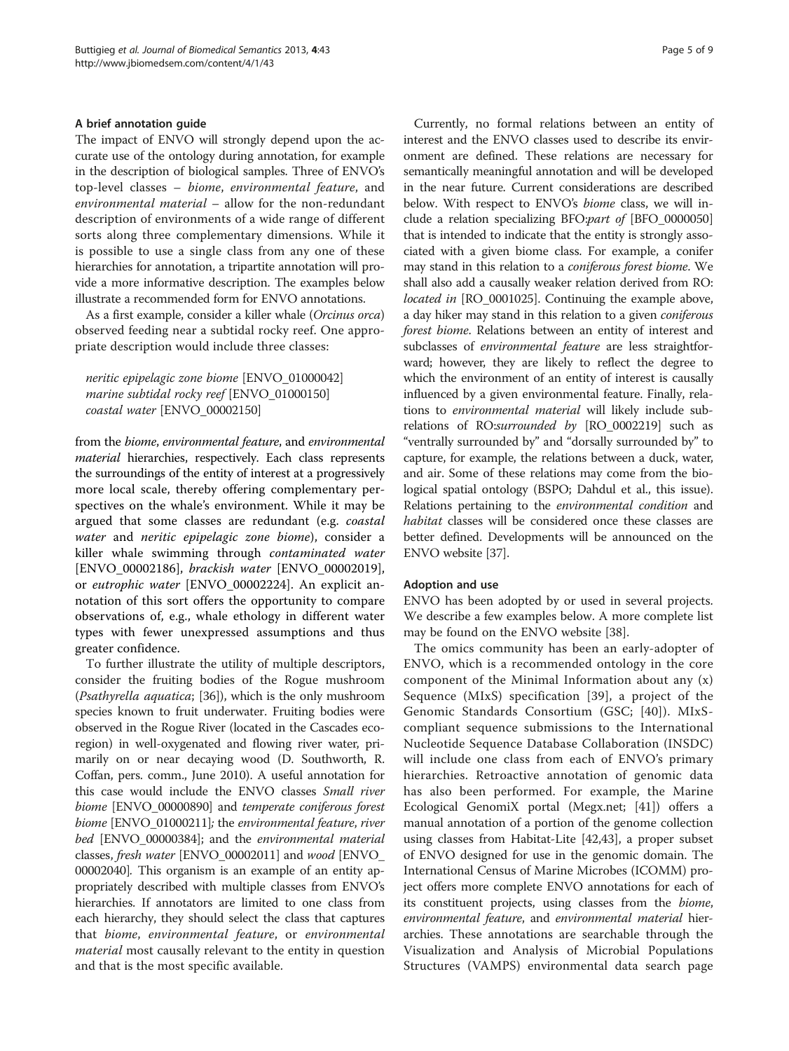### A brief annotation guide

The impact of ENVO will strongly depend upon the accurate use of the ontology during annotation, for example in the description of biological samples. Three of ENVO's top-level classes – *biome*, *environmental feature*, and *environmental material* – allow for the non-redundant description of environments of a wide range of different sorts along three complementary dimensions. While it is possible to use a single class from any one of these hierarchies for annotation, a tripartite annotation will provide a more informative description. The examples below illustrate a recommended form for ENVO annotations.

As a first example, consider a killer whale (*Orcinus orca*) observed feeding near a subtidal rocky reef. One appropriate description would include three classes:

*neritic epipelagic zone biome* [ENVO_01000042]
*marine subtidal rocky reef* [ENVO_01000150]
*coastal water* [ENVO_00002150]

from the *biome*, *environmental feature*, and *environmental material* hierarchies, respectively. Each class represents the surroundings of the entity of interest at a progressively more local scale, thereby offering complementary perspectives on the whale's environment. While it may be argued that some classes are redundant (e.g. *coastal water* and *neritic epipelagic zone biome*), consider a killer whale swimming through *contaminated water* [ENVO_00002186], *brackish water* [ENVO_00002019], or *eutrophic water* [ENVO_00002224]. An explicit annotation of this sort offers the opportunity to compare observations of, e.g., whale ethology in different water types with fewer unexpressed assumptions and thus greater confidence.

To further illustrate the utility of multiple descriptors, consider the fruiting bodies of the Rogue mushroom (*Psathyrella aquatica*; [36]), which is the only mushroom species known to fruit underwater. Fruiting bodies were observed in the Rogue River (located in the Cascades ecoregion) in well-oxygenated and flowing river water, primarily on or near decaying wood (D. Southworth, R. Coffan, pers. comm., June 2010). A useful annotation for this case would include the ENVO classes *Small river biome* [ENVO_00000890] and *temperate coniferous forest biome* [ENVO_01000211]; the *environmental feature*, *river bed* [ENVO_00000384]; and the *environmental material* classes, *fresh water* [ENVO_00002011] and *wood* [ENVO_00002040]. This organism is an example of an entity appropriately described with multiple classes from ENVO's hierarchies. If annotators are limited to one class from each hierarchy, they should select the class that captures that *biome*, *environmental feature*, or *environmental material* most causally relevant to the entity in question and that is the most specific available.

Currently, no formal relations between an entity of interest and the ENVO classes used to describe its environment are defined. These relations are necessary for semantically meaningful annotation and will be developed in the near future. Current considerations are described below. With respect to ENVO's *biome* class, we will include a relation specializing BFO:*part of* [BFO_0000050] that is intended to indicate that the entity is strongly associated with a given biome class. For example, a conifer may stand in this relation to a *coniferous forest biome*. We shall also add a causally weaker relation derived from RO: *located in* [RO_0001025]. Continuing the example above, a day hiker may stand in this relation to a given *coniferous forest biome*. Relations between an entity of interest and subclasses of *environmental feature* are less straightforward; however, they are likely to reflect the degree to which the environment of an entity of interest is causally influenced by a given environmental feature. Finally, relations to *environmental material* will likely include subrelations of RO:*surrounded by* [RO_0002219] such as "ventrally surrounded by" and "dorsally surrounded by" to capture, for example, the relations between a duck, water, and air. Some of these relations may come from the biological spatial ontology (BSPO; Dahdul et al., this issue). Relations pertaining to the *environmental condition* and *habitat* classes will be considered once these classes are better defined. Developments will be announced on the ENVO website [37].

### Adoption and use

ENVO has been adopted by or used in several projects. We describe a few examples below. A more complete list may be found on the ENVO website [38].

The omics community has been an early-adopter of ENVO, which is a recommended ontology in the core component of the Minimal Information about any (x) Sequence (MIxS) specification [39], a project of the Genomic Standards Consortium (GSC; [40]). MIxS-compliant sequence submissions to the International Nucleotide Sequence Database Collaboration (INSDC) will include one class from each of ENVO's primary hierarchies. Retroactive annotation of genomic data has also been performed. For example, the Marine Ecological GenomiX portal (Megx.net; [41]) offers a manual annotation of a portion of the genome collection using classes from Habitat-Lite [42,43], a proper subset of ENVO designed for use in the genomic domain. The International Census of Marine Microbes (ICOMM) project offers more complete ENVO annotations for each of its constituent projects, using classes from the *biome*, *environmental feature*, and *environmental material* hierarchies. These annotations are searchable through the Visualization and Analysis of Microbial Populations Structures (VAMPS) environmental data search page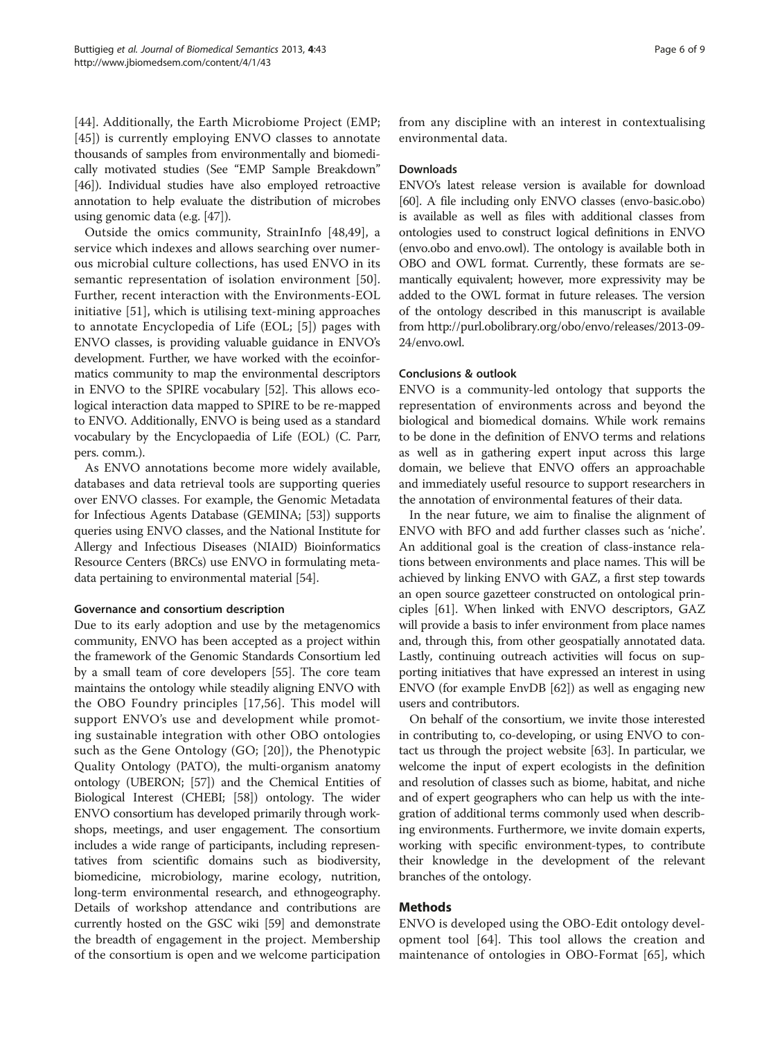[44]. Additionally, the Earth Microbiome Project (EMP; [45]) is currently employing ENVO classes to annotate thousands of samples from environmentally and biomedically motivated studies (See "EMP Sample Breakdown" [46]). Individual studies have also employed retroactive annotation to help evaluate the distribution of microbes using genomic data (e.g. [47]).

Outside the omics community, StrainInfo [48,49], a service which indexes and allows searching over numerous microbial culture collections, has used ENVO in its semantic representation of isolation environment [50]. Further, recent interaction with the Environments-EOL initiative [51], which is utilising text-mining approaches to annotate Encyclopedia of Life (EOL; [5]) pages with ENVO classes, is providing valuable guidance in ENVO's development. Further, we have worked with the ecoinformatics community to map the environmental descriptors in ENVO to the SPIRE vocabulary [52]. This allows ecological interaction data mapped to SPIRE to be re-mapped to ENVO. Additionally, ENVO is being used as a standard vocabulary by the Encyclopaedia of Life (EOL) (C. Parr, pers. comm.).

As ENVO annotations become more widely available, databases and data retrieval tools are supporting queries over ENVO classes. For example, the Genomic Metadata for Infectious Agents Database (GEMINA; [53]) supports queries using ENVO classes, and the National Institute for Allergy and Infectious Diseases (NIAID) Bioinformatics Resource Centers (BRCs) use ENVO in formulating metadata pertaining to environmental material [54].

#### Governance and consortium description

Due to its early adoption and use by the metagenomics community, ENVO has been accepted as a project within the framework of the Genomic Standards Consortium led by a small team of core developers [55]. The core team maintains the ontology while steadily aligning ENVO with the OBO Foundry principles [17,56]. This model will support ENVO's use and development while promoting sustainable integration with other OBO ontologies such as the Gene Ontology (GO; [20]), the Phenotypic Quality Ontology (PATO), the multi-organism anatomy ontology (UBERON; [57]) and the Chemical Entities of Biological Interest (CHEBI; [58]) ontology. The wider ENVO consortium has developed primarily through workshops, meetings, and user engagement. The consortium includes a wide range of participants, including representatives from scientific domains such as biodiversity, biomedicine, microbiology, marine ecology, nutrition, long-term environmental research, and ethnogeography. Details of workshop attendance and contributions are currently hosted on the GSC wiki [59] and demonstrate the breadth of engagement in the project. Membership of the consortium is open and we welcome participation from any discipline with an interest in contextualising environmental data.

#### Downloads

ENVO's latest release version is available for download [60]. A file including only ENVO classes (envo-basic.obo) is available as well as files with additional classes from ontologies used to construct logical definitions in ENVO (envo.obo and envo.owl). The ontology is available both in OBO and OWL format. Currently, these formats are semantically equivalent; however, more expressivity may be added to the OWL format in future releases. The version of the ontology described in this manuscript is available from http://purl.obolibrary.org/obo/envo/releases/2013-09-24/envo.owl.

#### Conclusions & outlook

ENVO is a community-led ontology that supports the representation of environments across and beyond the biological and biomedical domains. While work remains to be done in the definition of ENVO terms and relations as well as in gathering expert input across this large domain, we believe that ENVO offers an approachable and immediately useful resource to support researchers in the annotation of environmental features of their data.

In the near future, we aim to finalise the alignment of ENVO with BFO and add further classes such as 'niche'. An additional goal is the creation of class-instance relations between environments and place names. This will be achieved by linking ENVO with GAZ, a first step towards an open source gazetteer constructed on ontological principles [61]. When linked with ENVO descriptors, GAZ will provide a basis to infer environment from place names and, through this, from other geospatially annotated data. Lastly, continuing outreach activities will focus on supporting initiatives that have expressed an interest in using ENVO (for example EnvDB [62]) as well as engaging new users and contributors.

On behalf of the consortium, we invite those interested in contributing to, co-developing, or using ENVO to contact us through the project website [63]. In particular, we welcome the input of expert ecologists in the definition and resolution of classes such as biome, habitat, and niche and of expert geographers who can help us with the integration of additional terms commonly used when describing environments. Furthermore, we invite domain experts, working with specific environment-types, to contribute their knowledge in the development of the relevant branches of the ontology.

## Methods

ENVO is developed using the OBO-Edit ontology development tool [64]. This tool allows the creation and maintenance of ontologies in OBO-Format [65], which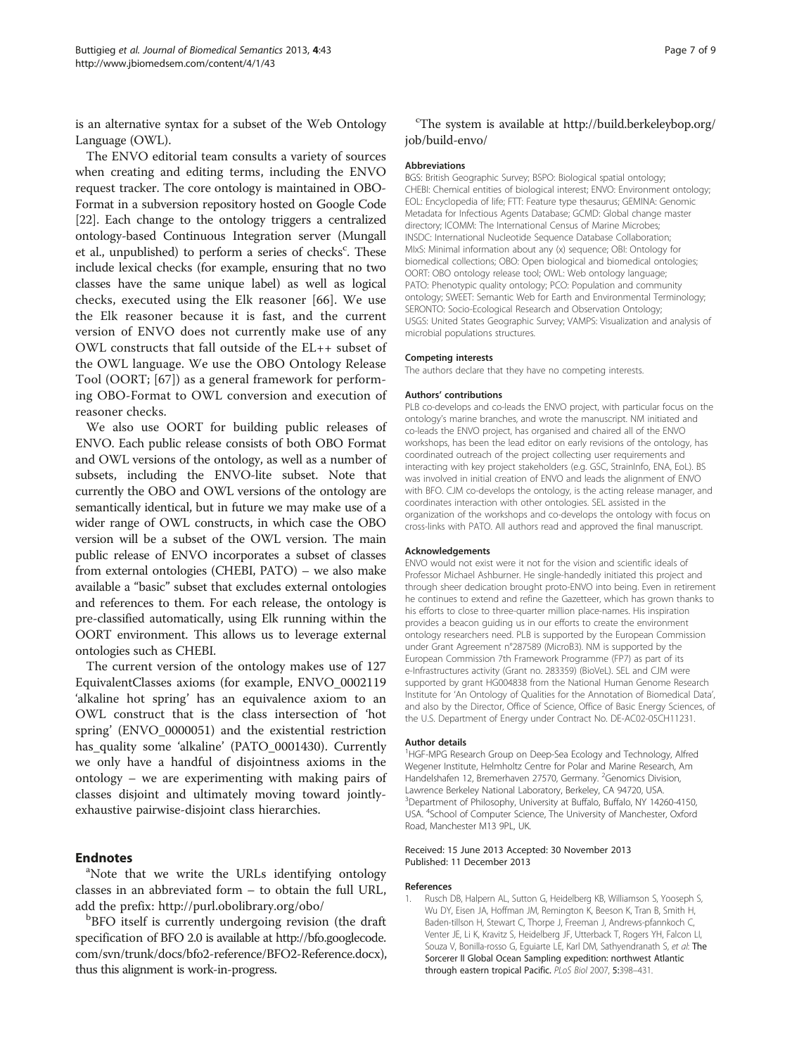is an alternative syntax for a subset of the Web Ontology Language (OWL).

The ENVO editorial team consults a variety of sources when creating and editing terms, including the ENVO request tracker. The core ontology is maintained in OBO-Format in a subversion repository hosted on Google Code [22]. Each change to the ontology triggers a centralized ontology-based Continuous Integration server (Mungall et al., unpublished) to perform a series of checks[c]. These include lexical checks (for example, ensuring that no two classes have the same unique label) as well as logical checks, executed using the Elk reasoner [66]. We use the Elk reasoner because it is fast, and the current version of ENVO does not currently make use of any OWL constructs that fall outside of the EL++ subset of the OWL language. We use the OBO Ontology Release Tool (OORT; [67]) as a general framework for performing OBO-Format to OWL conversion and execution of reasoner checks.

We also use OORT for building public releases of ENVO. Each public release consists of both OBO Format and OWL versions of the ontology, as well as a number of subsets, including the ENVO-lite subset. Note that currently the OBO and OWL versions of the ontology are semantically identical, but in future we may make use of a wider range of OWL constructs, in which case the OBO version will be a subset of the OWL version. The main public release of ENVO incorporates a subset of classes from external ontologies (CHEBI, PATO) – we also make available a "basic" subset that excludes external ontologies and references to them. For each release, the ontology is pre-classified automatically, using Elk running within the OORT environment. This allows us to leverage external ontologies such as CHEBI.

The current version of the ontology makes use of 127 EquivalentClasses axioms (for example, ENVO_0002119 'alkaline hot spring' has an equivalence axiom to an OWL construct that is the class intersection of 'hot spring' (ENVO_0000051) and the existential restriction has_quality some 'alkaline' (PATO_0001430). Currently we only have a handful of disjointness axioms in the ontology – we are experimenting with making pairs of classes disjoint and ultimately moving toward jointly-exhaustive pairwise-disjoint class hierarchies.

## Endnotes

[a]Note that we write the URLs identifying ontology classes in an abbreviated form – to obtain the full URL, add the prefix: http://purl.obolibrary.org/obo/

[b]BFO itself is currently undergoing revision (the draft specification of BFO 2.0 is available at http://bfo.googlecode.com/svn/trunk/docs/bfo2-reference/BFO2-Reference.docx), thus this alignment is work-in-progress.

[c]The system is available at http://build.berkeleybop.org/job/build-envo/

### Abbreviations

BGS: British Geographic Survey; BSPO: Biological spatial ontology; CHEBI: Chemical entities of biological interest; ENVO: Environment ontology; EOL: Encyclopedia of life; FTT: Feature type thesaurus; GEMINA: Genomic Metadata for Infectious Agents Database; GCMD: Global change master directory; ICOMM: The International Census of Marine Microbes; INSDC: International Nucleotide Sequence Database Collaboration; MIxS: Minimal information about any (x) sequence; OBI: Ontology for biomedical collections; OBO: Open biological and biomedical ontologies; OORT: OBO ontology release tool; OWL: Web ontology language; PATO: Phenotypic quality ontology; PCO: Population and community ontology; SWEET: Semantic Web for Earth and Environmental Terminology; SERONTO: Socio-Ecological Research and Observation Ontology; USGS: United States Geographic Survey; VAMPS: Visualization and analysis of microbial populations structures.

### Competing interests

The authors declare that they have no competing interests.

### Authors' contributions

PLB co-develops and co-leads the ENVO project, with particular focus on the ontology's marine branches, and wrote the manuscript. NM initiated and co-leads the ENVO project, has organised and chaired all of the ENVO workshops, has been the lead editor on early revisions of the ontology, has coordinated outreach of the project collecting user requirements and interacting with key project stakeholders (e.g. GSC, StrainInfo, ENA, EoL). BS was involved in initial creation of ENVO and leads the alignment of ENVO with BFO. CJM co-develops the ontology, is the acting release manager, and coordinates interaction with other ontologies. SEL assisted in the organization of the workshops and co-develops the ontology with focus on cross-links with PATO. All authors read and approved the final manuscript.

### Acknowledgements

ENVO would not exist were it not for the vision and scientific ideals of Professor Michael Ashburner. He single-handedly initiated this project and through sheer dedication brought proto-ENVO into being. Even in retirement he continues to extend and refine the Gazetteer, which has grown thanks to his efforts to close to three-quarter million place-names. His inspiration provides a beacon guiding us in our efforts to create the environment ontology researchers need. PLB is supported by the European Commission under Grant Agreement n°287589 (MicroB3). NM is supported by the European Commission 7th Framework Programme (FP7) as part of its e-Infrastructures activity (Grant no. 283359) (BioVeL). SEL and CJM were supported by grant HG004838 from the National Human Genome Research Institute for 'An Ontology of Qualities for the Annotation of Biomedical Data', and also by the Director, Office of Science, Office of Basic Energy Sciences, of the U.S. Department of Energy under Contract No. DE-AC02-05CH11231.

### Author details

[1]HGF-MPG Research Group on Deep-Sea Ecology and Technology, Alfred Wegener Institute, Helmholtz Centre for Polar and Marine Research, Am Handelshafen 12, Bremerhaven 27570, Germany. [2]Genomics Division, Lawrence Berkeley National Laboratory, Berkeley, CA 94720, USA. [3]Department of Philosophy, University at Buffalo, Buffalo, NY 14260-4150, USA. [4]School of Computer Science, The University of Manchester, Oxford Road, Manchester M13 9PL, UK.

Received: 15 June 2013 Accepted: 30 November 2013
Published: 11 December 2013

### References

1. Rusch DB, Halpern AL, Sutton G, Heidelberg KB, Williamson S, Yooseph S, Wu DY, Eisen JA, Hoffman JM, Remington K, Beeson K, Tran B, Smith H, Baden-tillson H, Stewart C, Thorpe J, Freeman J, Andrews-pfannkoch C, Venter JE, Li K, Kravitz S, Heidelberg JF, Utterback T, Rogers YH, Falcon LI, Souza V, Bonilla-rosso G, Eguiarte LE, Karl DM, Sathyendranath S, *et al*: **The Sorcerer II Global Ocean Sampling expedition: northwest Atlantic through eastern tropical Pacific.** *PLoS Biol* 2007, **5**:398–431.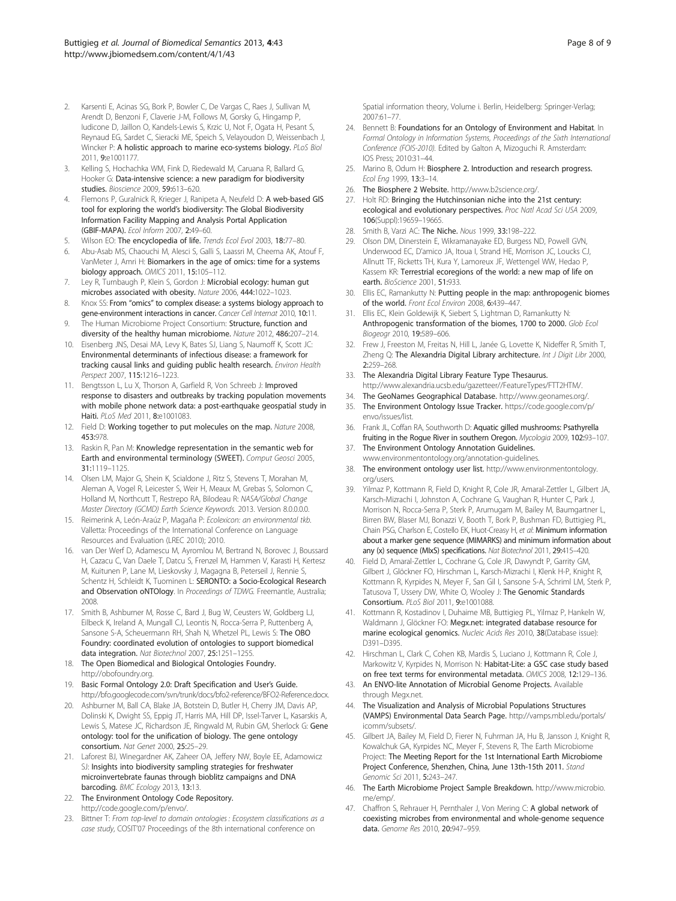2. Karsenti E, Acinas SG, Bork P, Bowler C, De Vargas C, Raes J, Sullivan M, Arendt D, Benzoni F, Claverie J-M, Follows M, Gorsky G, Hingamp P, Iudicone D, Jaillon O, Kandels-Lewis S, Krzic U, Not F, Ogata H, Pesant S, Reynaud EG, Sardet C, Sieracki ME, Speich S, Velayoudon D, Weissenbach J, Wincker P: **A holistic approach to marine eco-systems biology.** *PLoS Biol* 2011, **9:**e1001177.
3. Kelling S, Hochachka WM, Fink D, Riedewald M, Caruana R, Ballard G, Hooker G: **Data-intensive science: a new paradigm for biodiversity studies.** *Bioscience* 2009, **59:**613–620.
4. Flemons P, Guralnick R, Krieger J, Ranipeta A, Neufeld D: **A web-based GIS tool for exploring the world's biodiversity: The Global Biodiversity Information Facility Mapping and Analysis Portal Application (GBIF-MAPA).** *Ecol Inform* 2007, **2:**49–60.
5. Wilson EO: **The encyclopedia of life.** *Trends Ecol Evol* 2003, **18:**77–80.
6. Abu-Asab MS, Chaouchi M, Alesci S, Galli S, Laassri M, Cheema AK, Atouf F, VanMeter J, Amri H: **Biomarkers in the age of omics: time for a systems biology approach.** *OMICS* 2011, **15:**105–112.
7. Ley R, Turnbaugh P, Klein S, Gordon J: **Microbial ecology: human gut microbes associated with obesity.** *Nature* 2006, **444:**1022–1023.
8. Knox SS: **From "omics" to complex disease: a systems biology approach to gene-environment interactions in cancer.** *Cancer Cell Internat* 2010, **10:**11.
9. The Human Microbiome Project Consortium: **Structure, function and diversity of the healthy human microbiome.** *Nature* 2012, **486:**207–214.
10. Eisenberg JNS, Desai MA, Levy K, Bates SJ, Liang S, Naumoff K, Scott JC: **Environmental determinants of infectious disease: a framework for tracking causal links and guiding public health research.** *Environ Health Perspect* 2007, **115:**1216–1223.
11. Bengtsson L, Lu X, Thorson A, Garfield R, Von Schreeb J: **Improved response to disasters and outbreaks by tracking population movements with mobile phone network data: a post-earthquake geospatial study in Haiti.** *PLoS Med* 2011, **8:**e1001083.
12. Field D: **Working together to put molecules on the map.** *Nature* 2008, **453:**978.
13. Raskin R, Pan M: **Knowledge representation in the semantic web for Earth and environmental terminology (SWEET).** *Comput Geosci* 2005, **31:**1119–1125.
14. Olsen LM, Major G, Shein K, Scialdone J, Ritz S, Stevens T, Morahan M, Aleman A, Vogel R, Leicester S, Weir H, Meaux M, Grebas S, Solomon C, Holland M, Northcutt T, Restrepo RA, Bilodeau R: *NASA/Global Change Master Directory (GCMD) Earth Science Keywords.* 2013. Version 8.0.0.0.0.
15. Reimerink A, León-Araúz P, Magaña P: *Ecolexicon: an environmental tkb.* Valletta: Proceedings of the International Conference on Language Resources and Evaluation (LREC 2010); 2010.
16. van Der Werf D, Adamescu M, Ayromlou M, Bertrand N, Borovec J, Boussard H, Cazacu C, Van Daele T, Datcu S, Frenzel M, Hammen V, Karasti H, Kertesz M, Kuitunen P, Lane M, Lieskovsky J, Magagna B, Peterseil J, Rennie S, Schentz H, Schleidt K, Tuominen L: **SERONTO: a Socio-Ecological Research and Observation oNTOlogy.** In *Proceedings of TDWG.* Freemantle, Australia; 2008.
17. Smith B, Ashburner M, Rosse C, Bard J, Bug W, Ceusters W, Goldberg LJ, Eilbeck K, Ireland A, Mungall CJ, Leontis N, Rocca-Serra P, Ruttenberg A, Sansone S-A, Scheuermann RH, Shah N, Whetzel PL, Lewis S: **The OBO Foundry: coordinated evolution of ontologies to support biomedical data integration.** *Nat Biotechnol* 2007, **25:**1251–1255.
18. **The Open Biomedical and Biological Ontologies Foundry.** http://obofoundry.org.
19. **Basic Formal Ontology 2.0: Draft Specification and User's Guide.** http://bfo.googlecode.com/svn/trunk/docs/bfo2-reference/BFO2-Reference.docx.
20. Ashburner M, Ball CA, Blake JA, Botstein D, Butler H, Cherry JM, Davis AP, Dolinski K, Dwight SS, Eppig JT, Harris MA, Hill DP, Issel-Tarver L, Kasarskis A, Lewis S, Matese JC, Richardson JE, Ringwald M, Rubin GM, Sherlock G: **Gene ontology: tool for the unification of biology. The gene ontology consortium.** *Nat Genet* 2000, **25:**25–29.
21. Laforest BJ, Winegardner AK, Zaheer OA, Jeffery NW, Boyle EE, Adamowicz SJ: **Insights into biodiversity sampling strategies for freshwater microinvertebrate faunas through bioblitz campaigns and DNA barcoding.** *BMC Ecology* 2013, **13:**13.
22. **The Environment Ontology Code Repository.** http://code.google.com/p/envo/.
23. Bittner T: *From top-level to domain ontologies : Ecosystem classifications as a case study*, COSIT'07 Proceedings of the 8th international conference on Spatial information theory, Volume i. Berlin, Heidelberg: Springer-Verlag; 2007:61–77.
24. Bennett B: **Foundations for an Ontology of Environment and Habitat.** In *Formal Ontology in Information Systems, Proceedings of the Sixth International Conference (FOIS-2010).* Edited by Galton A, Mizoguchi R. Amsterdam: IOS Press; 2010:31–44.
25. Marino B, Odum H: **Biosphere 2. Introduction and research progress.** *Ecol Eng* 1999, **13:**3–14.
26. **The Biosphere 2 Website.** http://www.b2science.org/.
27. Holt RD: **Bringing the Hutchinsonian niche into the 21st century: ecological and evolutionary perspectives.** *Proc Natl Acad Sci USA* 2009, **106**(Suppl):19659–19665.
28. Smith B, Varzi AC: **The Niche.** *Nous* 1999, **33:**198–222.
29. Olson DM, Dinerstein E, Wikramanayake ED, Burgess ND, Powell GVN, Underwood EC, D'amico JA, Itoua I, Strand HE, Morrison JC, Loucks CJ, Allnutt TF, Ricketts TH, Kura Y, Lamoreux JF, Wettengel WW, Hedao P, Kassem KR: **Terrestrial ecoregions of the world: a new map of life on earth.** *BioScience* 2001, **51:**933.
30. Ellis EC, Ramankutty N: **Putting people in the map: anthropogenic biomes of the world.** *Front Ecol Environ* 2008, **6:**439–447.
31. Ellis EC, Klein Goldewijk K, Siebert S, Lightman D, Ramankutty N: **Anthropogenic transformation of the biomes, 1700 to 2000.** *Glob Ecol Biogeogr* 2010, **19:**589–606.
32. Frew J, Freeston M, Freitas N, Hill L, Janée G, Lovette K, Nideffer R, Smith T, Zheng Q: **The Alexandria Digital Library architecture.** *Int J Digit Libr* 2000, **2:**259–268.
33. **The Alexandria Digital Library Feature Type Thesaurus.** http://www.alexandria.ucsb.edu/gazetteer//FeatureTypes/FTT2HTM/.
34. **The GeoNames Geographical Database.** http://www.geonames.org/.
35. **The Environment Ontology Issue Tracker.** https://code.google.com/p/envo/issues/list.
36. Frank JL, Coffan RA, Southworth D: **Aquatic gilled mushrooms: Psathyrella fruiting in the Rogue River in southern Oregon.** *Mycologia* 2009, **102:**93–107.
37. **The Environment Ontology Annotation Guidelines.** www.environmentontology.org/annotation-guidelines.
38. **The environment ontology user list.** http://www.environmentontology.org/users.
39. Yilmaz P, Kottmann R, Field D, Knight R, Cole JR, Amaral-Zettler L, Gilbert JA, Karsch-Mizrachi I, Johnston A, Cochrane G, Vaughan R, Hunter C, Park J, Morrison N, Rocca-Serra P, Sterk P, Arumugam M, Bailey M, Baumgartner L, Birren BW, Blaser MJ, Bonazzi V, Booth T, Bork P, Bushman FD, Buttigieg PL, Chain PSG, Charlson E, Costello EK, Huot-Creasy H, *et al*: **Minimum information about a marker gene sequence (MIMARKS) and minimum information about any (x) sequence (MIxS) specifications.** *Nat Biotechnol* 2011, **29:**415–420.
40. Field D, Amaral-Zettler L, Cochrane G, Cole JR, Dawyndt P, Garrity GM, Gilbert J, Glöckner FO, Hirschman L, Karsch-Mizrachi I, Klenk H-P, Knight R, Kottmann R, Kyrpides N, Meyer F, San Gil I, Sansone S-A, Schriml LM, Sterk P, Tatusova T, Ussery DW, White O, Wooley J: **The Genomic Standards Consortium.** *PLoS Biol* 2011, **9:**e1001088.
41. Kottmann R, Kostadinov I, Duhaime MB, Buttigieg PL, Yilmaz P, Hankeln W, Waldmann J, Glöckner FO: **Megx.net: integrated database resource for marine ecological genomics.** *Nucleic Acids Res* 2010, **38**(Database issue):D391–D395.
42. Hirschman L, Clark C, Cohen KB, Mardis S, Luciano J, Kottmann R, Cole J, Markowitz V, Kyrpides N, Morrison N: **Habitat-Lite: a GSC case study based on free text terms for environmental metadata.** *OMICS* 2008, **12:**129–136.
43. **An ENVO-lite Annotation of Microbial Genome Projects.** Available through Megx.net.
44. **The Visualization and Analysis of Microbial Populations Structures (VAMPS) Environmental Data Search Page.** http://vamps.mbl.edu/portals/icomm/subsets/.
45. Gilbert JA, Bailey M, Field D, Fierer N, Fuhrman JA, Hu B, Jansson J, Knight R, Kowalchuk GA, Kyrpides NC, Meyer F, Stevens R, The Earth Microbiome Project: **The Meeting Report for the 1st International Earth Microbiome Project Conference, Shenzhen, China, June 13th-15th 2011.** *Stand Genomic Sci* 2011, **5:**243–247.
46. **The Earth Microbiome Project Sample Breakdown.** http://www.microbio.me/emp/.
47. Chaffron S, Rehrauer H, Pernthaler J, Von Mering C: **A global network of coexisting microbes from environmental and whole-genome sequence data.** *Genome Res* 2010, **20:**947–959.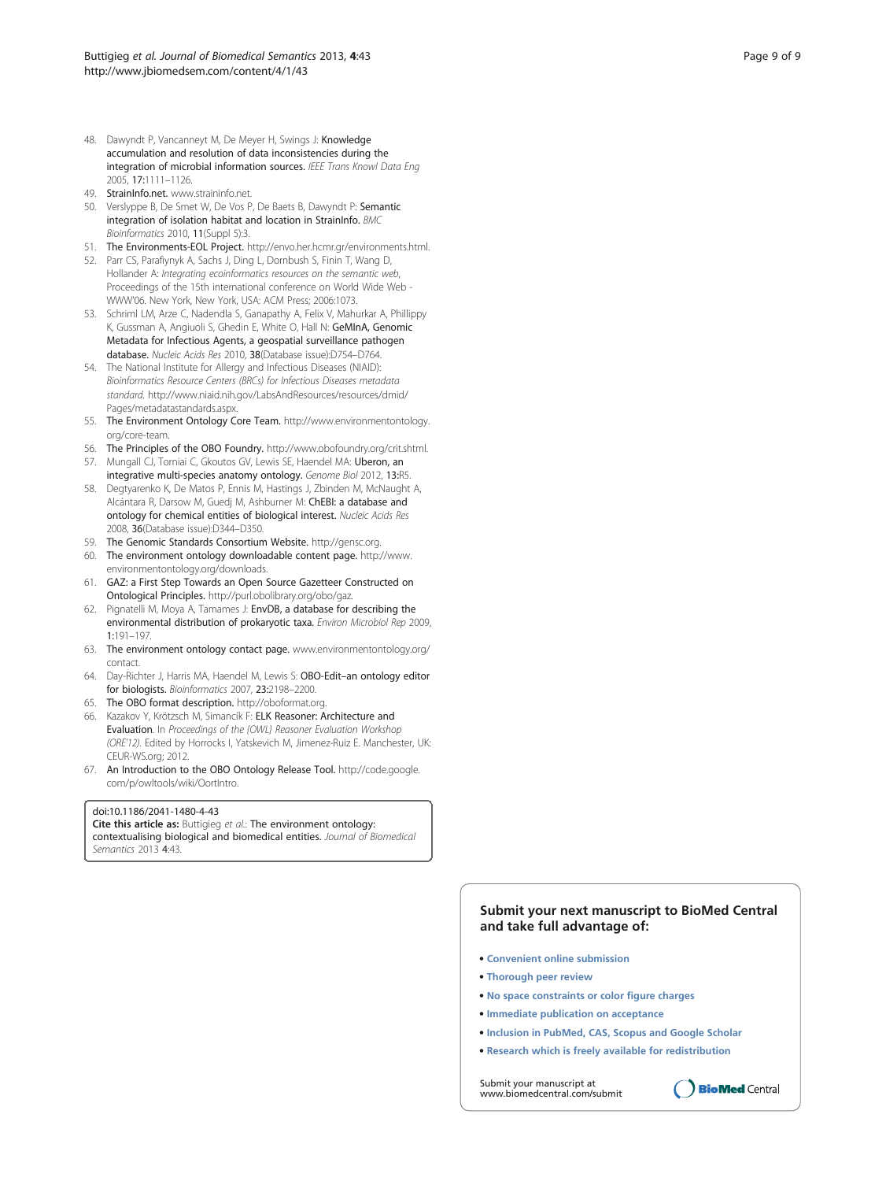48. Dawyndt P, Vancanneyt M, De Meyer H, Swings J: **Knowledge accumulation and resolution of data inconsistencies during the integration of microbial information sources.** *IEEE Trans Knowl Data Eng* 2005, **17:**1111–1126.
49. **StrainInfo.net.** www.straininfo.net.
50. Verslyppe B, De Smet W, De Vos P, De Baets B, Dawyndt P: **Semantic integration of isolation habitat and location in StrainInfo.** *BMC Bioinformatics* 2010, **11**(Suppl 5):3.
51. **The Environments-EOL Project.** http://envo.her.hcmr.gr/environments.html.
52. Parr CS, Parafiynyk A, Sachs J, Ding L, Dornbush S, Finin T, Wang D, Hollander A: *Integrating ecoinformatics resources on the semantic web*, Proceedings of the 15th international conference on World Wide Web - WWW'06. New York, New York, USA: ACM Press; 2006:1073.
53. Schriml LM, Arze C, Nadendla S, Ganapathy A, Felix V, Mahurkar A, Phillippy K, Gussman A, Angiuoli S, Ghedin E, White O, Hall N: **GeMInA, Genomic Metadata for Infectious Agents, a geospatial surveillance pathogen database.** *Nucleic Acids Res* 2010, **38**(Database issue):D754–D764.
54. The National Institute for Allergy and Infectious Diseases (NIAID): *Bioinformatics Resource Centers (BRCs) for Infectious Diseases metadata standard.* http://www.niaid.nih.gov/LabsAndResources/resources/dmid/Pages/metadatastandards.aspx.
55. **The Environment Ontology Core Team.** http://www.environmentontology.org/core-team.
56. **The Principles of the OBO Foundry.** http://www.obofoundry.org/crit.shtml.
57. Mungall CJ, Torniai C, Gkoutos GV, Lewis SE, Haendel MA: **Uberon, an integrative multi-species anatomy ontology.** *Genome Biol* 2012, **13:**R5.
58. Degtyarenko K, De Matos P, Ennis M, Hastings J, Zbinden M, McNaught A, Alcántara R, Darsow M, Guedj M, Ashburner M: **ChEBI: a database and ontology for chemical entities of biological interest.** *Nucleic Acids Res* 2008, **36**(Database issue):D344–D350.
59. **The Genomic Standards Consortium Website.** http://gensc.org.
60. **The environment ontology downloadable content page.** http://www.environmentontology.org/downloads.
61. **GAZ: a First Step Towards an Open Source Gazetteer Constructed on Ontological Principles.** http://purl.obolibrary.org/obo/gaz.
62. Pignatelli M, Moya A, Tamames J: **EnvDB, a database for describing the environmental distribution of prokaryotic taxa.** *Environ Microbiol Rep* 2009, **1:**191–197.
63. **The environment ontology contact page.** www.environmentontology.org/contact.
64. Day-Richter J, Harris MA, Haendel M, Lewis S: **OBO-Edit–an ontology editor for biologists.** *Bioinformatics* 2007, **23:**2198–2200.
65. **The OBO format description.** http://oboformat.org.
66. Kazakov Y, Krötzsch M, Simancík F: **ELK Reasoner: Architecture and Evaluation**. In *Proceedings of the {OWL} Reasoner Evaluation Workshop (ORE'12).* Edited by Horrocks I, Yatskevich M, Jimenez-Ruiz E. Manchester, UK: CEUR-WS.org; 2012.
67. **An Introduction to the OBO Ontology Release Tool.** http://code.google.com/p/owltools/wiki/OortIntro.

doi:10.1186/2041-1480-4-43
**Cite this article as:** Buttigieg *et al.*: The environment ontology: contextualising biological and biomedical entities. *Journal of Biomedical Semantics* 2013 **4**:43.

**Submit your next manuscript to BioMed Central and take full advantage of:**

- **Convenient online submission**
- **Thorough peer review**
- **No space constraints or color figure charges**
- **Immediate publication on acceptance**
- **Inclusion in PubMed, CAS, Scopus and Google Scholar**
- **Research which is freely available for redistribution**

Submit your manuscript at
www.biomedcentral.com/submit

BioMed Central